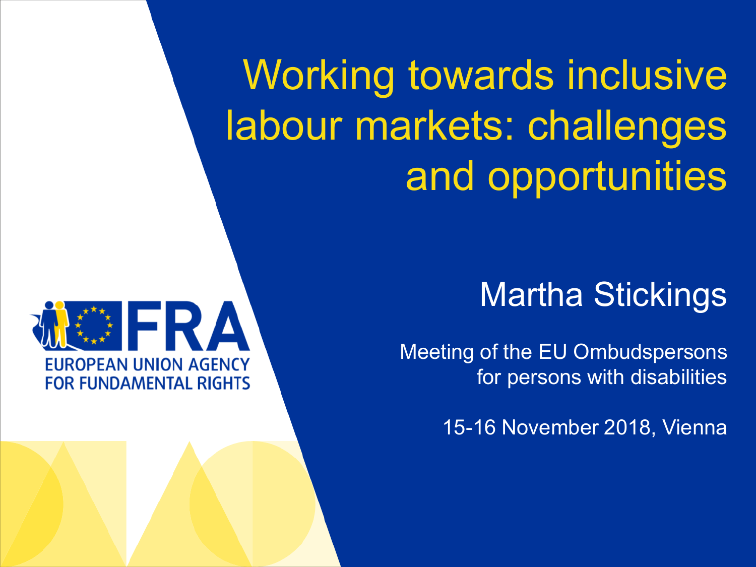# Working towards inclusive labour markets: challenges and opportunities

EUROPEAN UNION AGENCY FOR FUNDAMENTAL RIGHTS

## Martha Stickings

Meeting of the EU Ombudspersons for persons with disabilities

15-16 November 2018, Vienna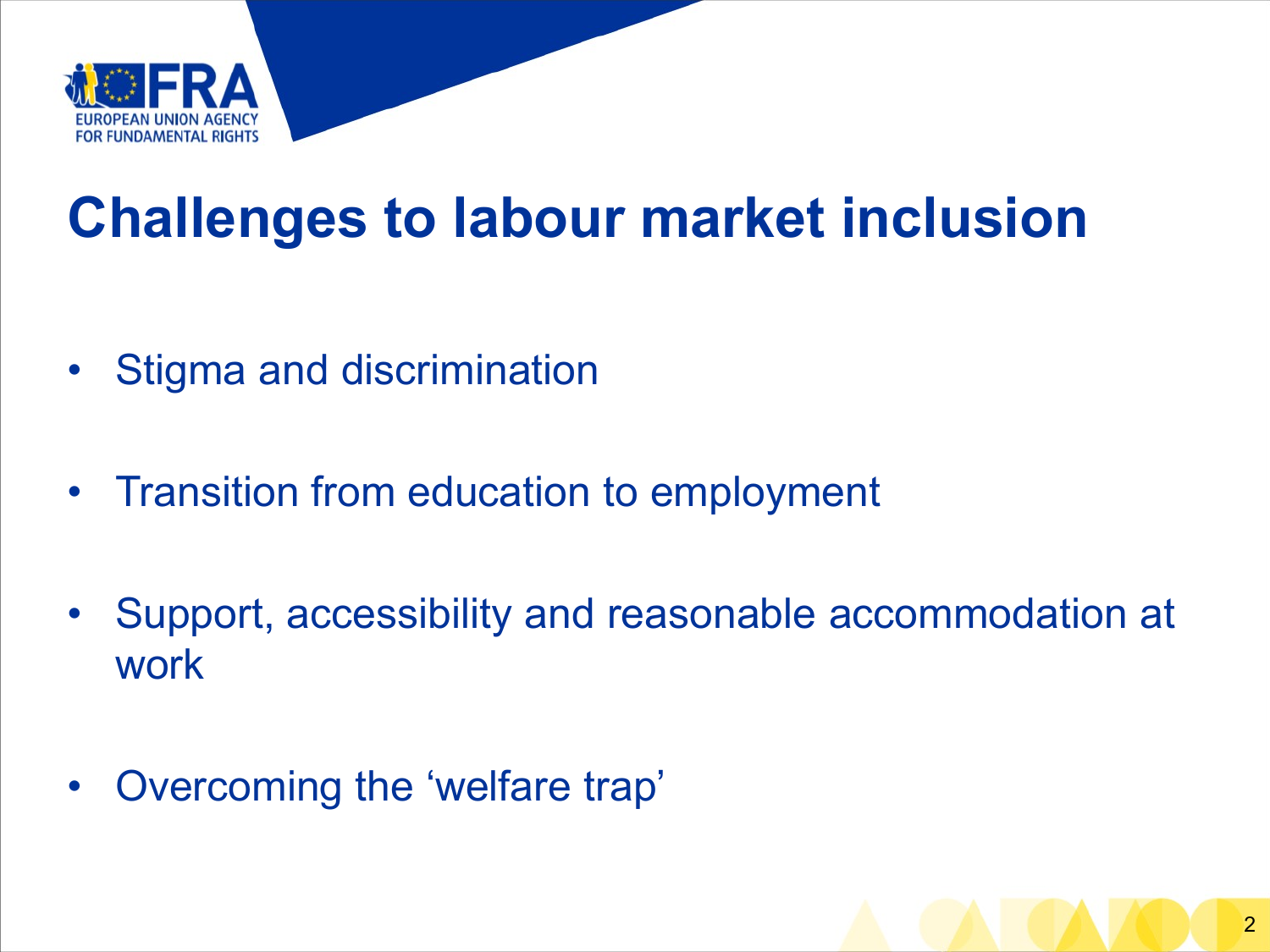# Challenges to labour market inclusion

- Stigma and discrimination
- Transition from education to employment
- Support, accessibility and reasonable accommodation at work
- Overcoming the ‘welfare trap’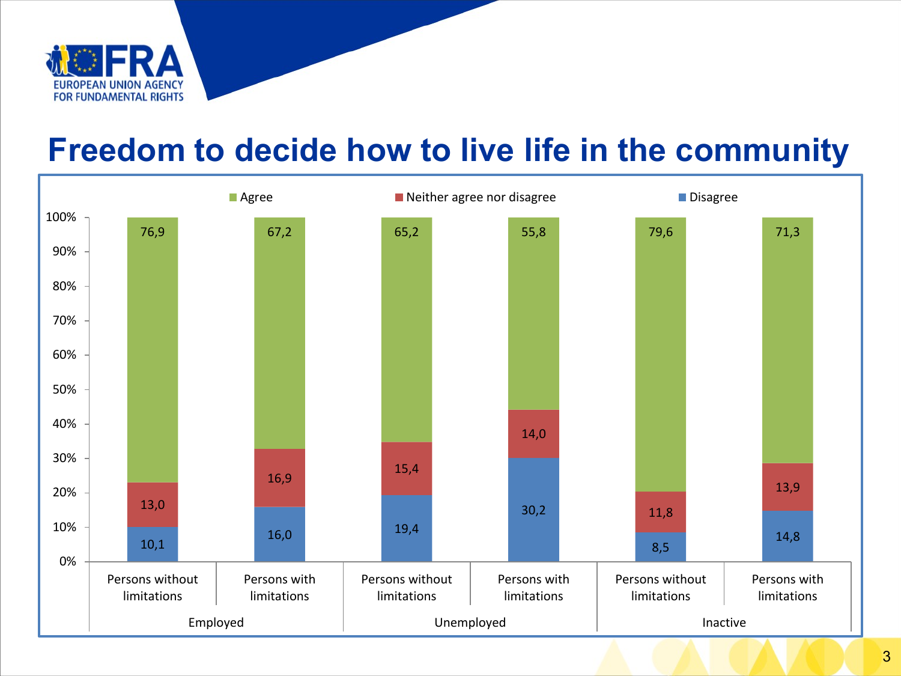# Freedom to decide how to live life in the community

| | | Agree | Neither agree nor disagree | Disagree |
|---|---|---|---|---|
| Employed | Persons without limitations | 76,9 | 13,0 | 10,1 |
| | Persons with limitations | 67,2 | 16,9 | 16,0 |
| Unemployed | Persons without limitations | 65,2 | 15,4 | 19,4 |
| | Persons with limitations | 55,8 | 14,0 | 30,2 |
| Inactive | Persons without limitations | 79,6 | 11,8 | 8,5 |
| | Persons with limitations | 71,3 | 13,9 | 14,8 |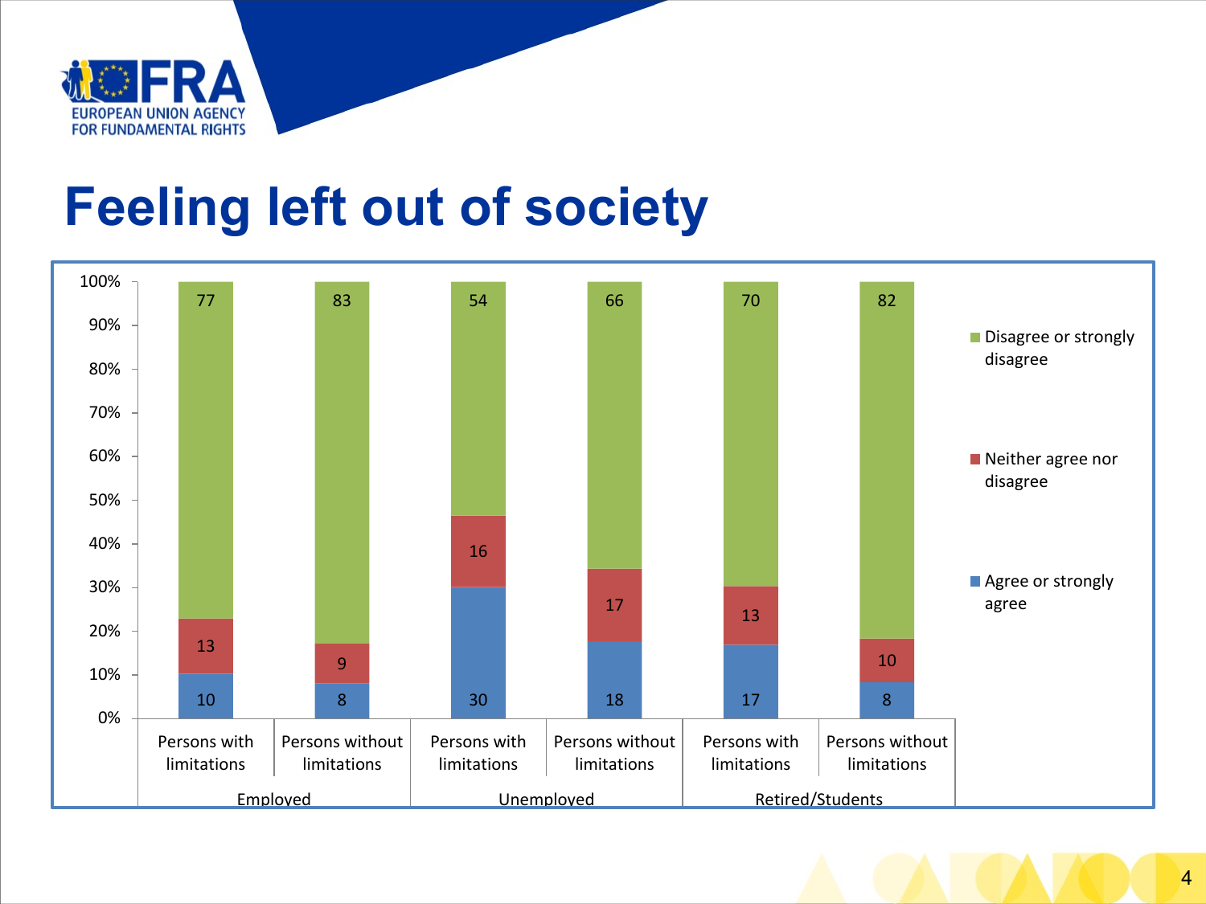# Feeling left out of society

| | Employed | | Unemployed | | Retired/Students | |
|---|---|---|---|---|---|---|
| | Persons with limitations | Persons without limitations | Persons with limitations | Persons without limitations | Persons with limitations | Persons without limitations |
| Disagree or strongly disagree | 77 | 83 | 54 | 66 | 70 | 82 |
| Neither agree nor disagree | 13 | 9 | 16 | 17 | 13 | 10 |
| Agree or strongly agree | 10 | 8 | 30 | 18 | 17 | 8 |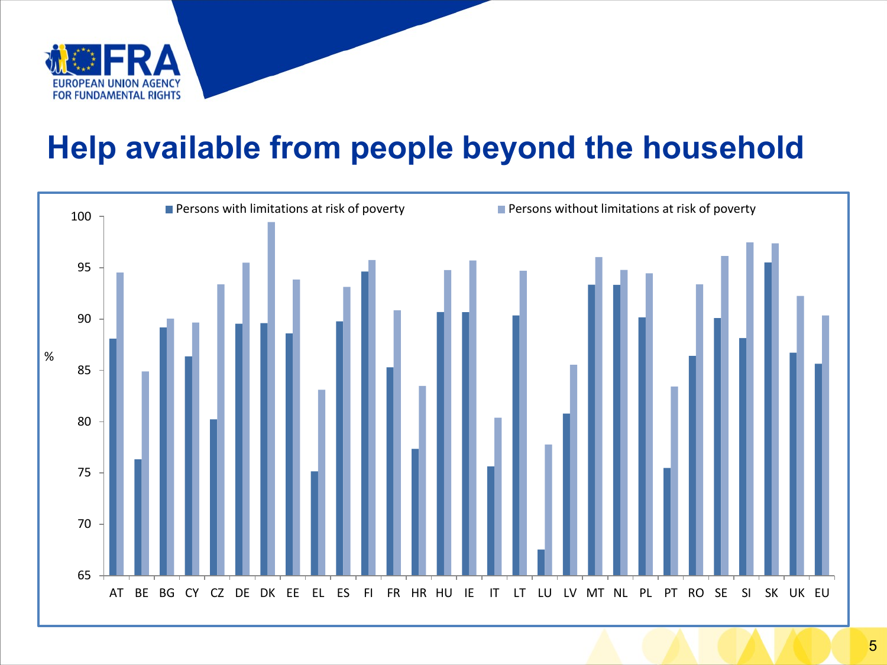# Help available from people beyond the household

| | AT | BE | BG | CY | CZ | DE | DK | EE | EL | ES | FI | FR | HR | HU | IE | IT | LT | LU | LV | MT | NL | PL | PT | RO | SE | SI | SK | UK | EU |
|---|---|---|---|---|---|---|---|---|---|---|---|---|---|---|---|---|---|---|---|---|---|---|---|---|---|---|---|---|---|
| Persons with limitations at risk of poverty (%) | 88.1 | 76.3 | 89.2 | 86.4 | 80.2 | 89.6 | 89.6 | 88.6 | 75.1 | 89.8 | 94.6 | 85.3 | 77.3 | 90.7 | 90.7 | 75.6 | 90.4 | 67.5 | 80.8 | 93.3 | 93.3 | 90.2 | 75.5 | 86.4 | 90.1 | 88.1 | 95.5 | 86.7 | 85.6 |
| Persons without limitations at risk of poverty (%) | 94.5 | 84.9 | 90.0 | 89.7 | 93.4 | 95.5 | 99.4 | 93.9 | 83.1 | 93.1 | 95.8 | 90.9 | 83.5 | 94.8 | 95.7 | 80.4 | 94.7 | 77.8 | 85.6 | 96.1 | 94.8 | 94.5 | 83.4 | 93.4 | 96.2 | 97.5 | 97.4 | 92.2 | 90.4 |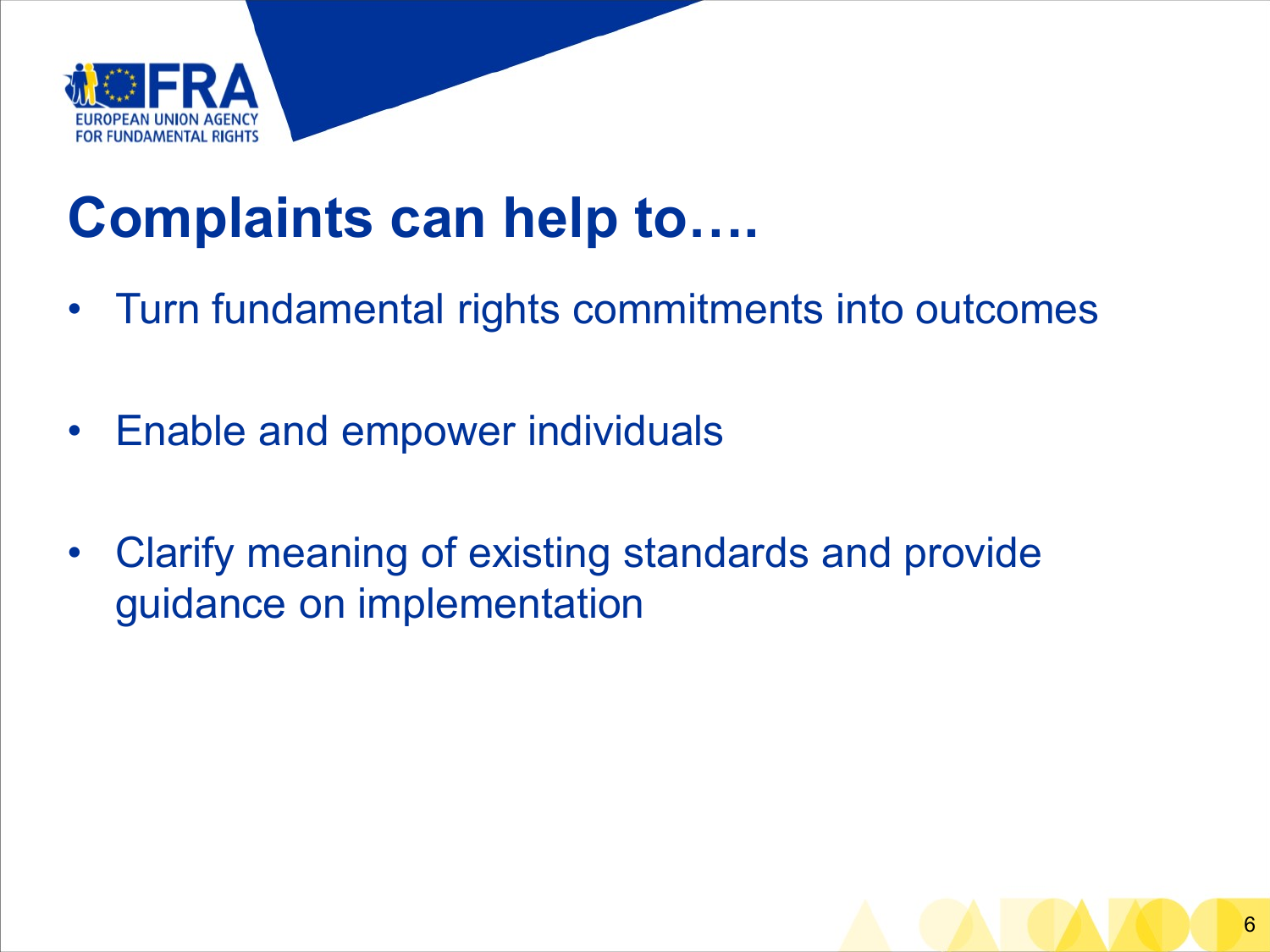# Complaints can help to….

- Turn fundamental rights commitments into outcomes
- Enable and empower individuals
- Clarify meaning of existing standards and provide guidance on implementation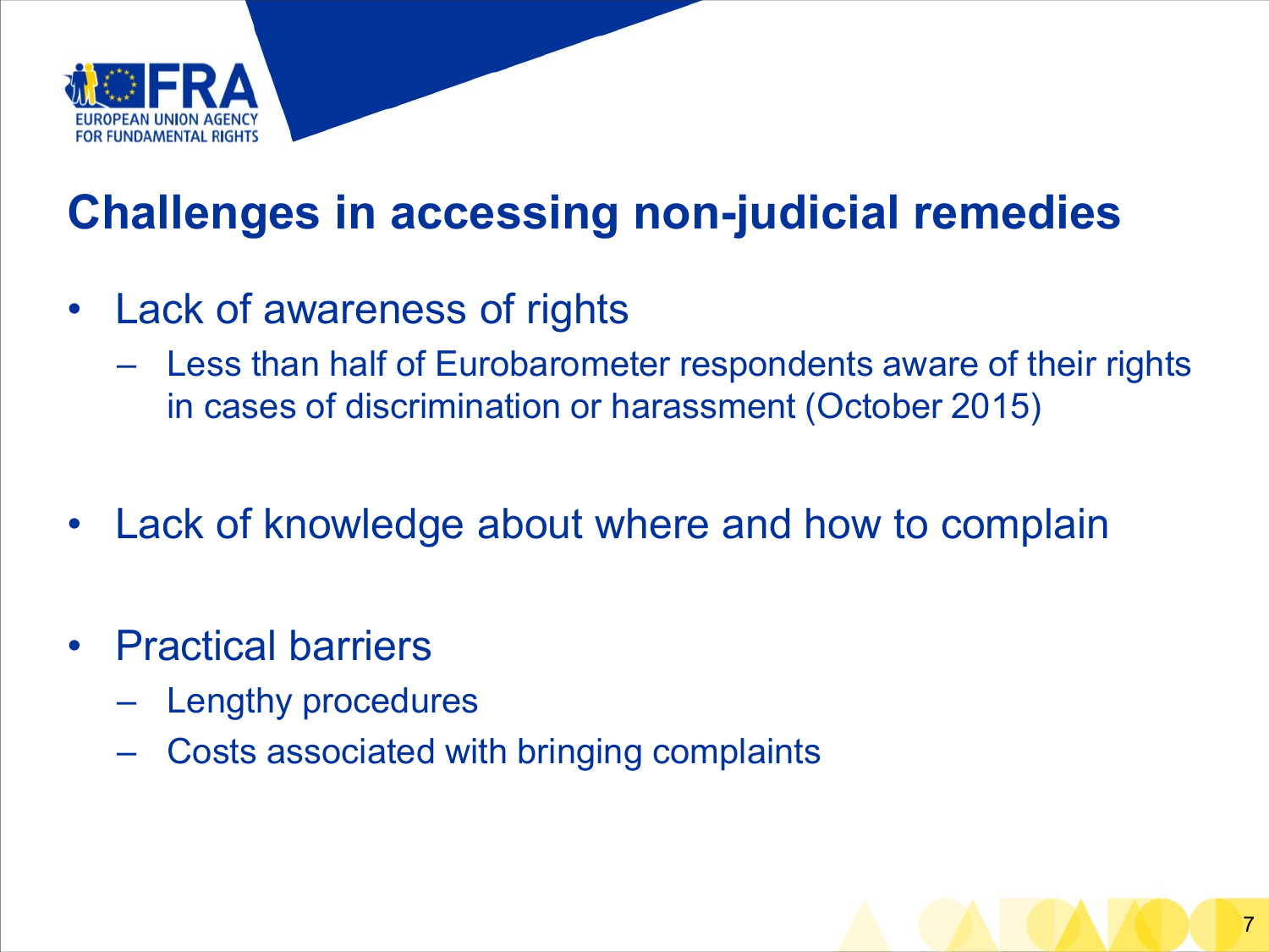# Challenges in accessing non-judicial remedies

- Lack of awareness of rights
  - Less than half of Eurobarometer respondents aware of their rights in cases of discrimination or harassment (October 2015)

- Lack of knowledge about where and how to complain

- Practical barriers
  - Lengthy procedures
  - Costs associated with bringing complaints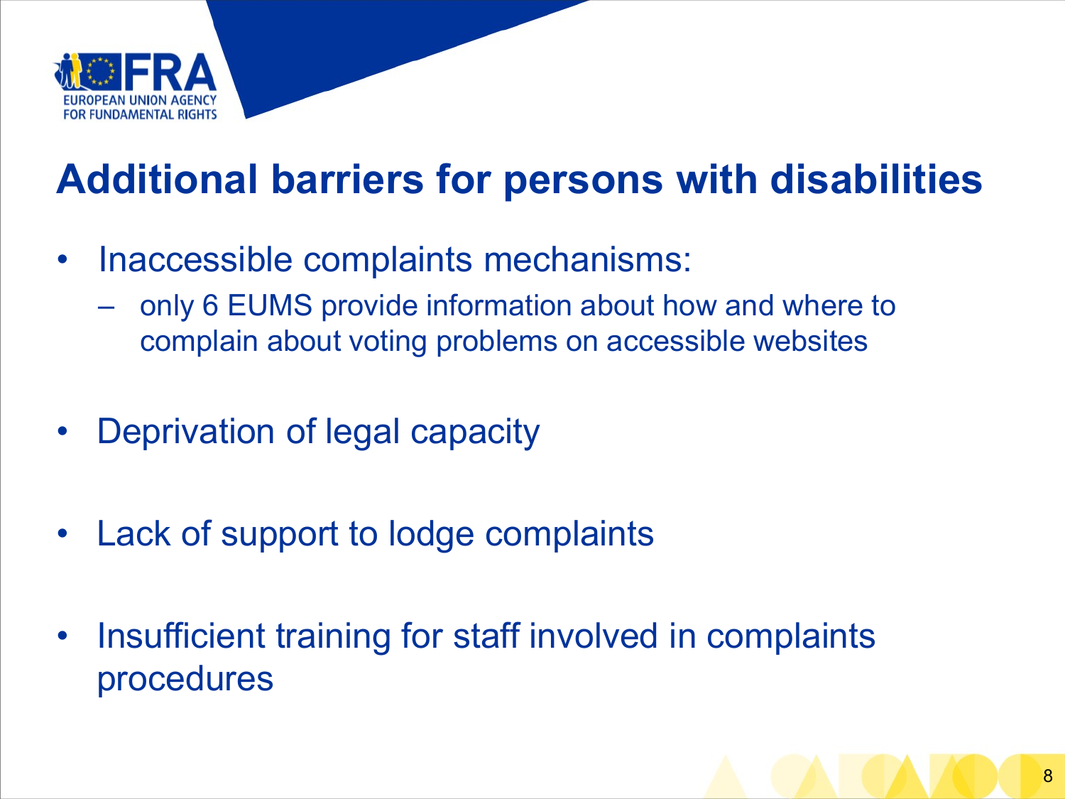# Additional barriers for persons with disabilities

- Inaccessible complaints mechanisms:
  - only 6 EUMS provide information about how and where to complain about voting problems on accessible websites

- Deprivation of legal capacity

- Lack of support to lodge complaints

- Insufficient training for staff involved in complaints procedures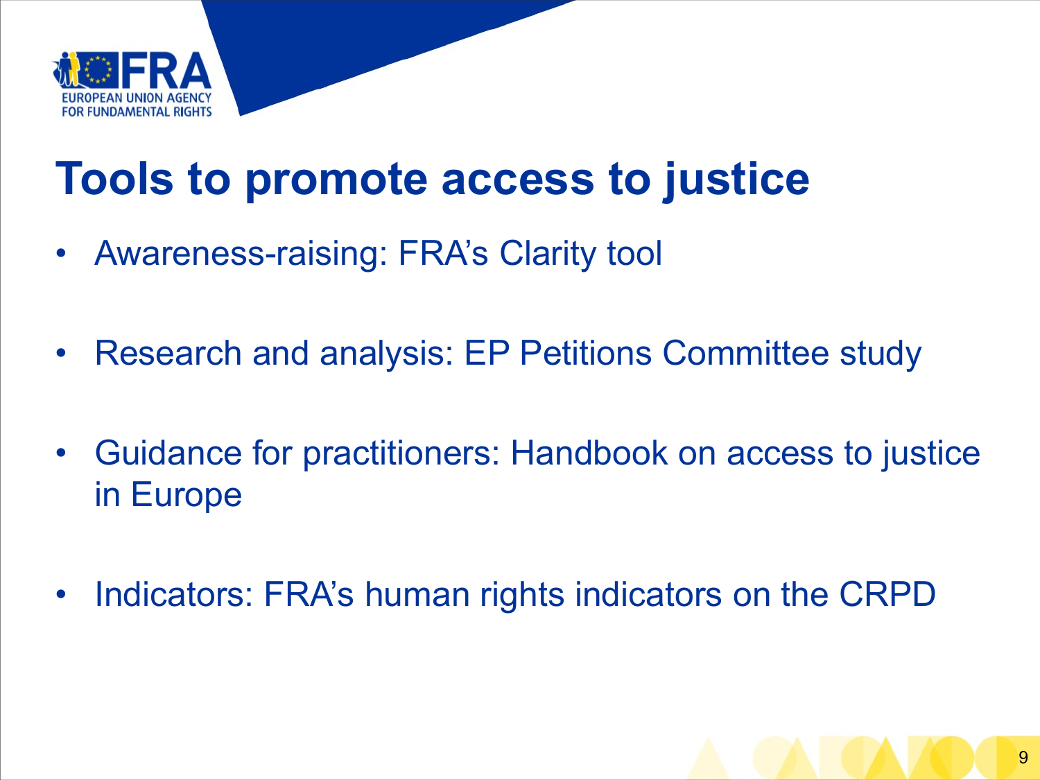# Tools to promote access to justice

- Awareness-raising: FRA's Clarity tool
- Research and analysis: EP Petitions Committee study
- Guidance for practitioners: Handbook on access to justice in Europe
- Indicators: FRA's human rights indicators on the CRPD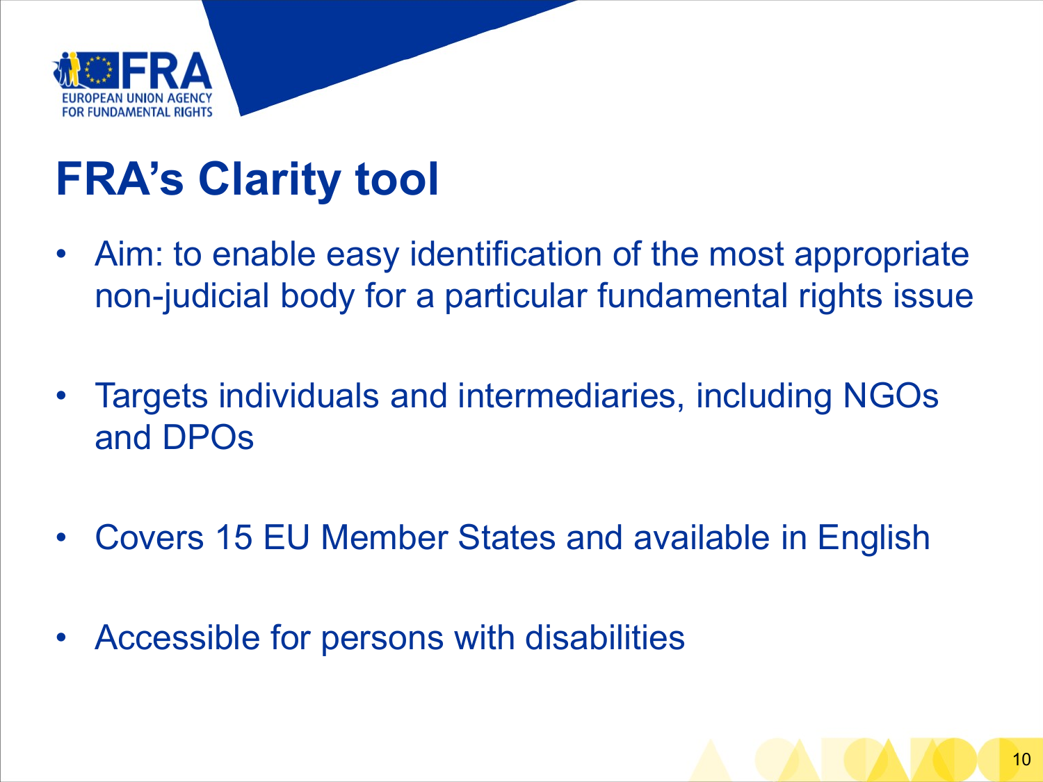# FRA's Clarity tool

- Aim: to enable easy identification of the most appropriate non-judicial body for a particular fundamental rights issue
- Targets individuals and intermediaries, including NGOs and DPOs
- Covers 15 EU Member States and available in English
- Accessible for persons with disabilities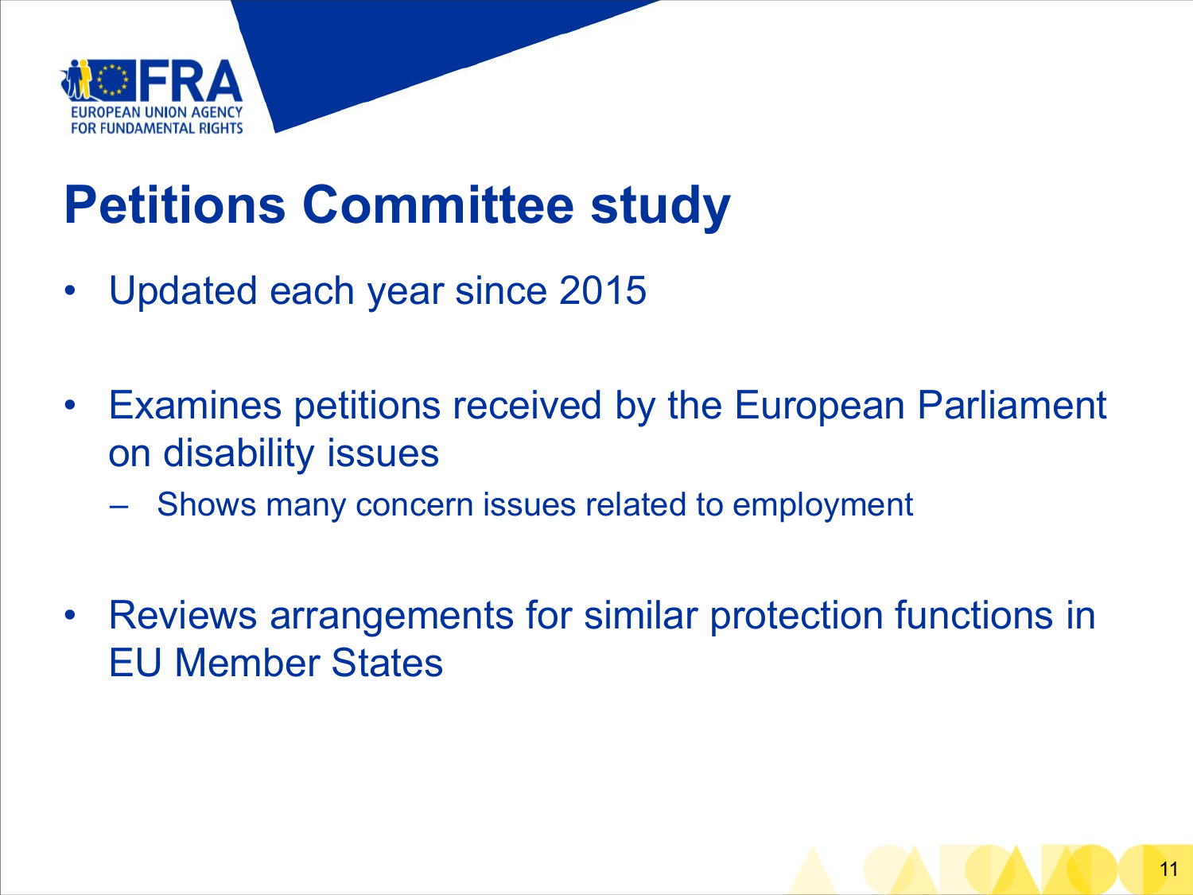# Petitions Committee study

- Updated each year since 2015
- Examines petitions received by the European Parliament on disability issues
  - Shows many concern issues related to employment
- Reviews arrangements for similar protection functions in EU Member States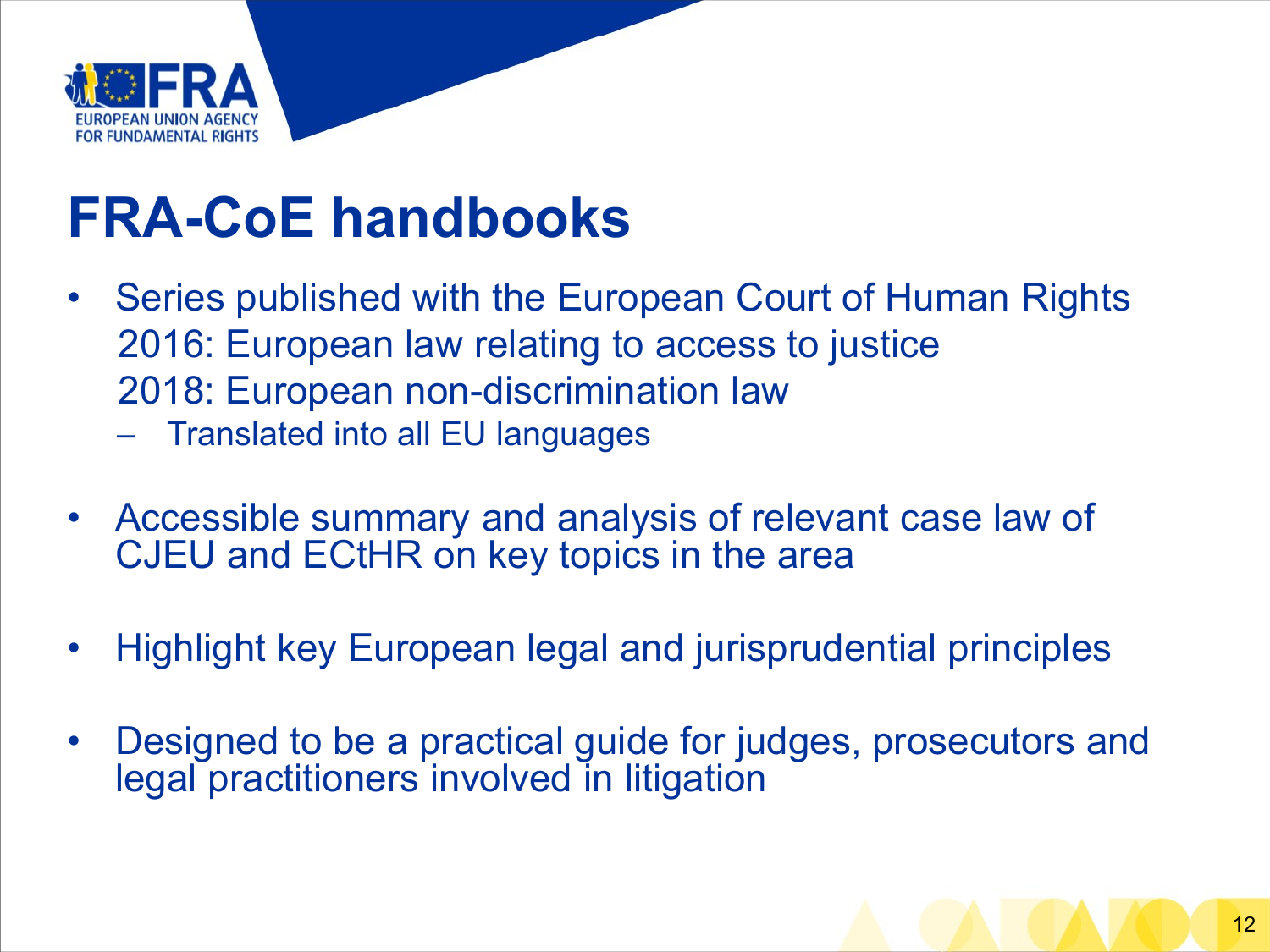# FRA-CoE handbooks

- Series published with the European Court of Human Rights
  2016: European law relating to access to justice
  2018: European non-discrimination law
  - Translated into all EU languages
- Accessible summary and analysis of relevant case law of CJEU and ECtHR on key topics in the area
- Highlight key European legal and jurisprudential principles
- Designed to be a practical guide for judges, prosecutors and legal practitioners involved in litigation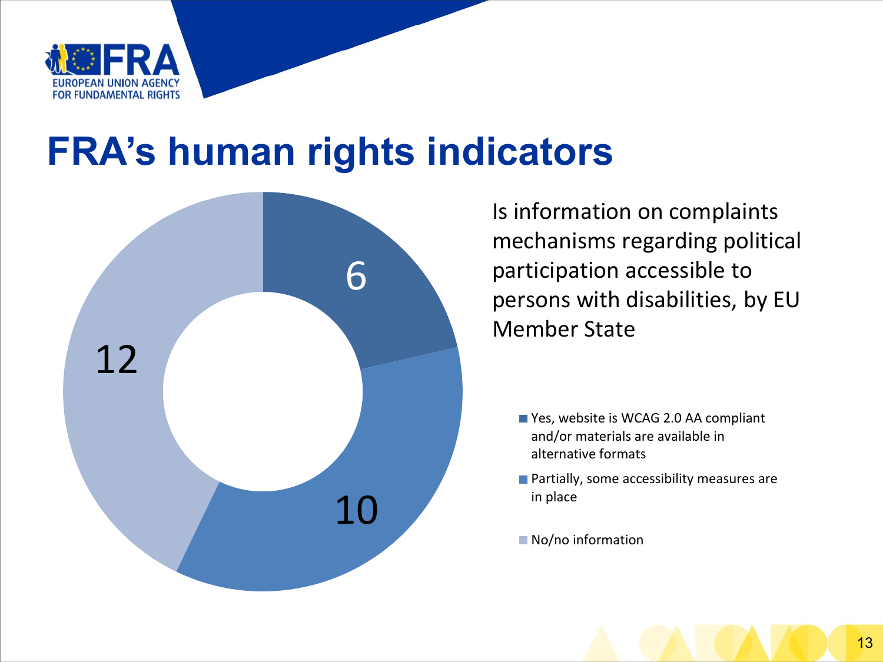# FRA's human rights indicators

Is information on complaints mechanisms regarding political participation accessible to persons with disabilities, by EU Member State

| Category | Number |
| --- | --- |
| Yes, website is WCAG 2.0 AA compliant and/or materials are available in alternative formats | 6 |
| Partially, some accessibility measures are in place | 10 |
| No/no information | 12 |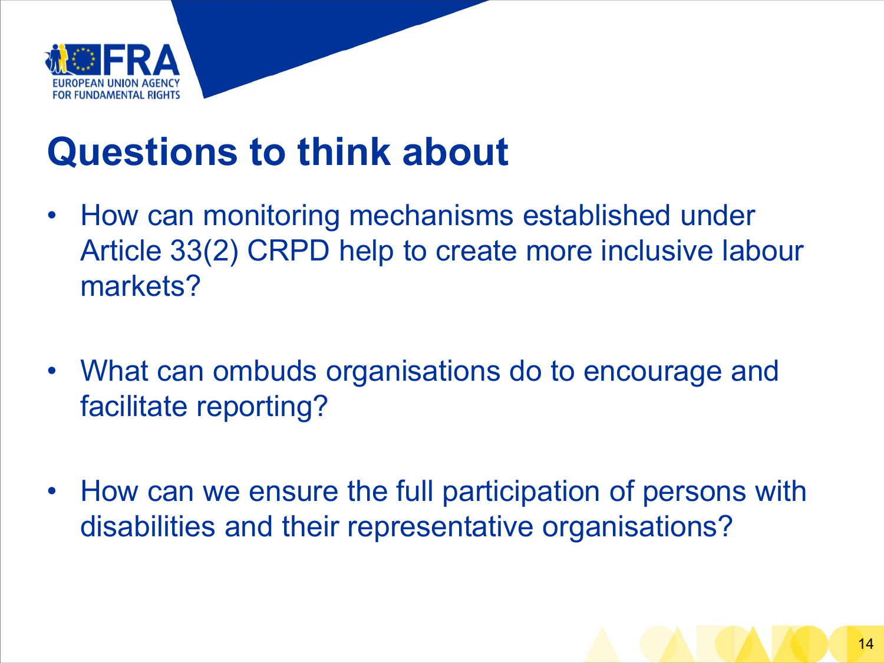# Questions to think about

- How can monitoring mechanisms established under Article 33(2) CRPD help to create more inclusive labour markets?
- What can ombuds organisations do to encourage and facilitate reporting?
- How can we ensure the full participation of persons with disabilities and their representative organisations?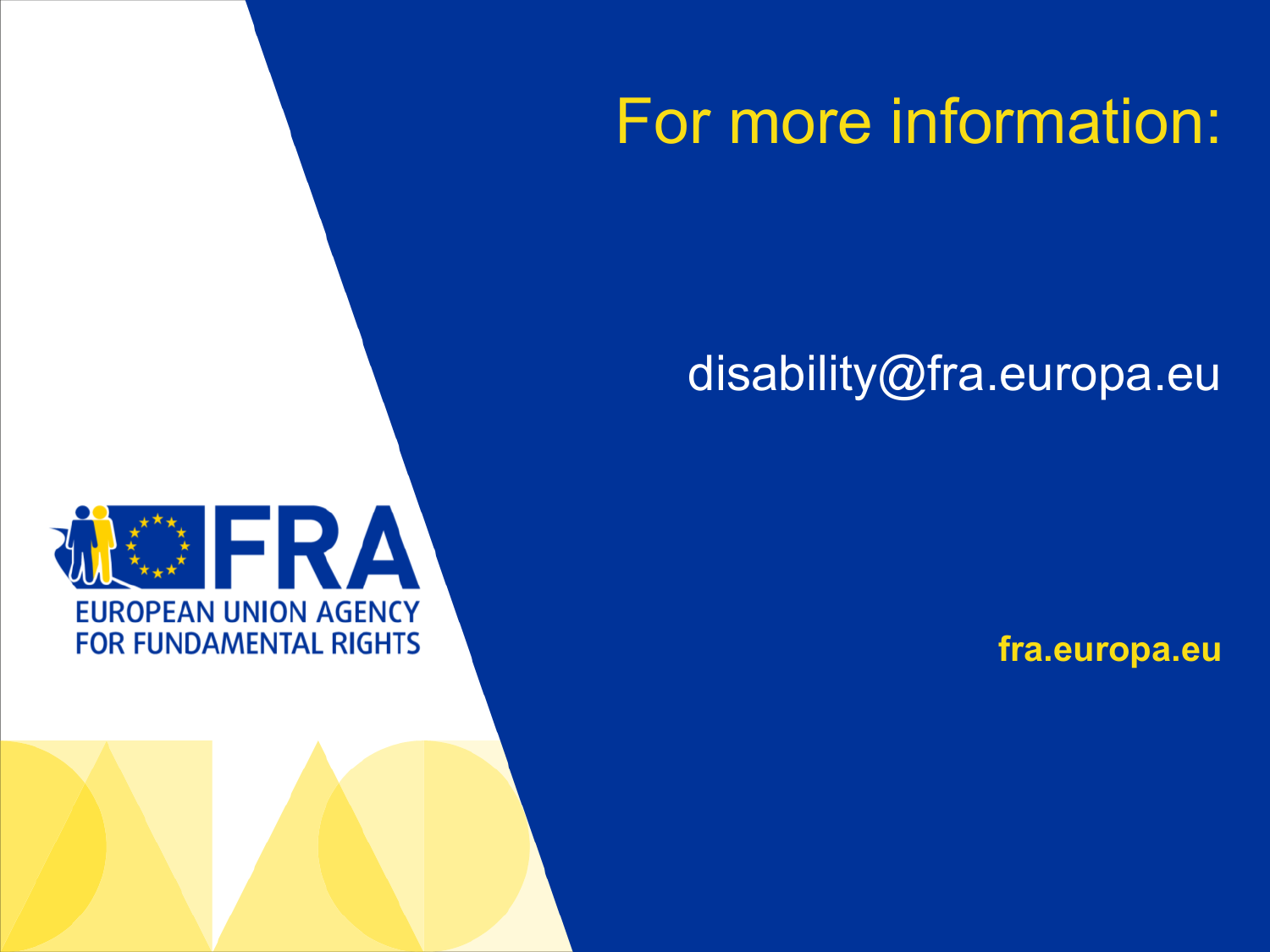# For more information:

disability@fra.europa.eu

EUROPEAN UNION AGENCY FOR FUNDAMENTAL RIGHTS

**fra.europa.eu**